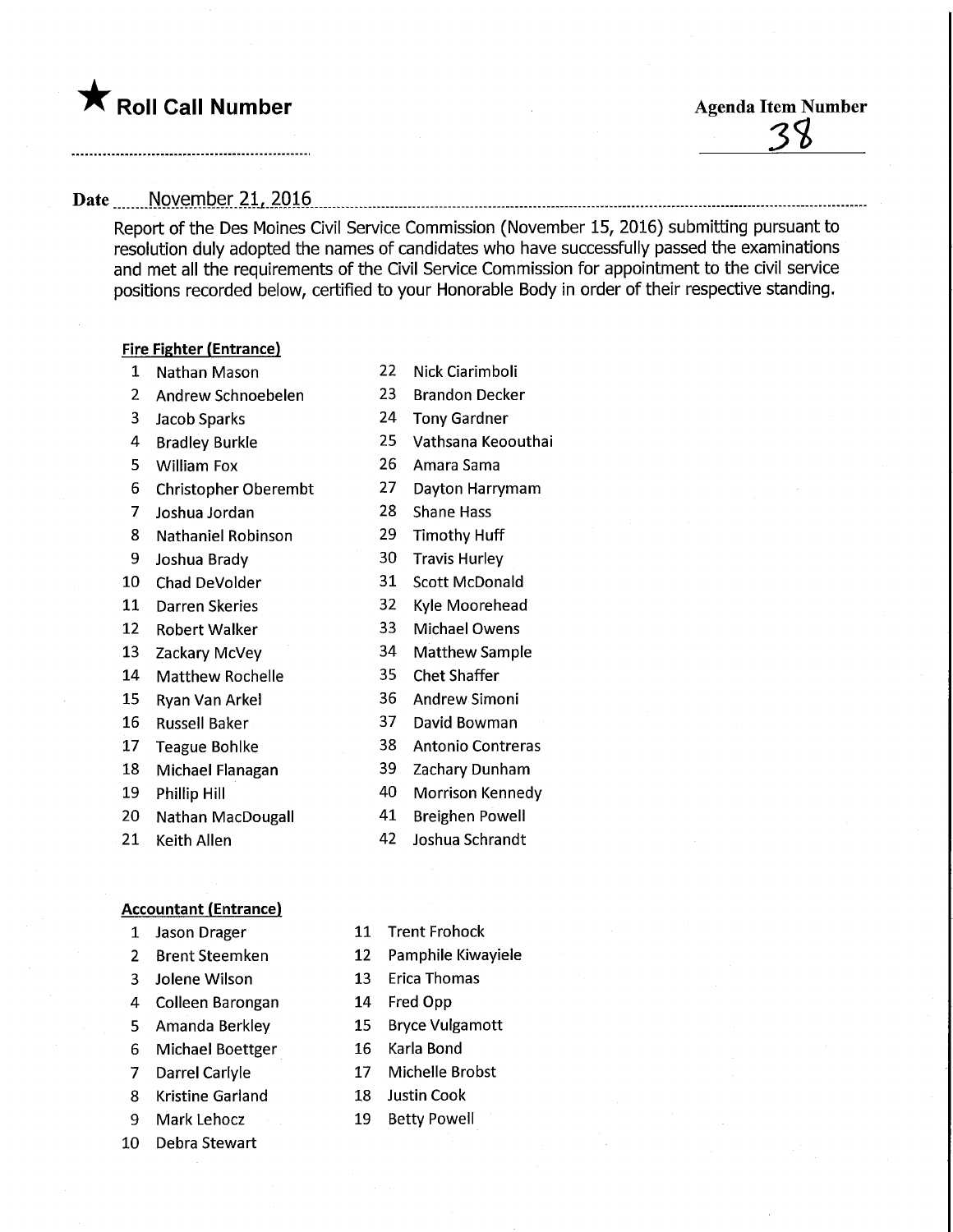★ **Roll Call Number**

**Agenda Item Number**

38

**Date** November 21, 2016

Report of the Des Moines Civil Service Commission (November 15, 2016) submitting pursuant to resolution duly adopted the names of candidates who have successfully passed the examinations and met all the requirements of the Civil Service Commission for appointment to the civil service positions recorded below, certified to your Honorable Body in order of their respective standing.

**Fire Fighter (Entrance)**

1. Nathan Mason
2. Andrew Schnoebelen
3. Jacob Sparks
4. Bradley Burkle
5. William Fox
6. Christopher Oberembt
7. Joshua Jordan
8. Nathaniel Robinson
9. Joshua Brady
10. Chad DeVolder
11. Darren Skeries
12. Robert Walker
13. Zackary McVey
14. Matthew Rochelle
15. Ryan Van Arkel
16. Russell Baker
17. Teague Bohlke
18. Michael Flanagan
19. Phillip Hill
20. Nathan MacDougall
21. Keith Allen
22. Nick Ciarimboli
23. Brandon Decker
24. Tony Gardner
25. Vathsana Keoouthai
26. Amara Sama
27. Dayton Harrymam
28. Shane Hass
29. Timothy Huff
30. Travis Hurley
31. Scott McDonald
32. Kyle Moorehead
33. Michael Owens
34. Matthew Sample
35. Chet Shaffer
36. Andrew Simoni
37. David Bowman
38. Antonio Contreras
39. Zachary Dunham
40. Morrison Kennedy
41. Breighen Powell
42. Joshua Schrandt

**Accountant (Entrance)**

1. Jason Drager
2. Brent Steemken
3. Jolene Wilson
4. Colleen Barongan
5. Amanda Berkley
6. Michael Boettger
7. Darrel Carlyle
8. Kristine Garland
9. Mark Lehocz
10. Debra Stewart
11. Trent Frohock
12. Pamphile Kiwayiele
13. Erica Thomas
14. Fred Opp
15. Bryce Vulgamott
16. Karla Bond
17. Michelle Brobst
18. Justin Cook
19. Betty Powell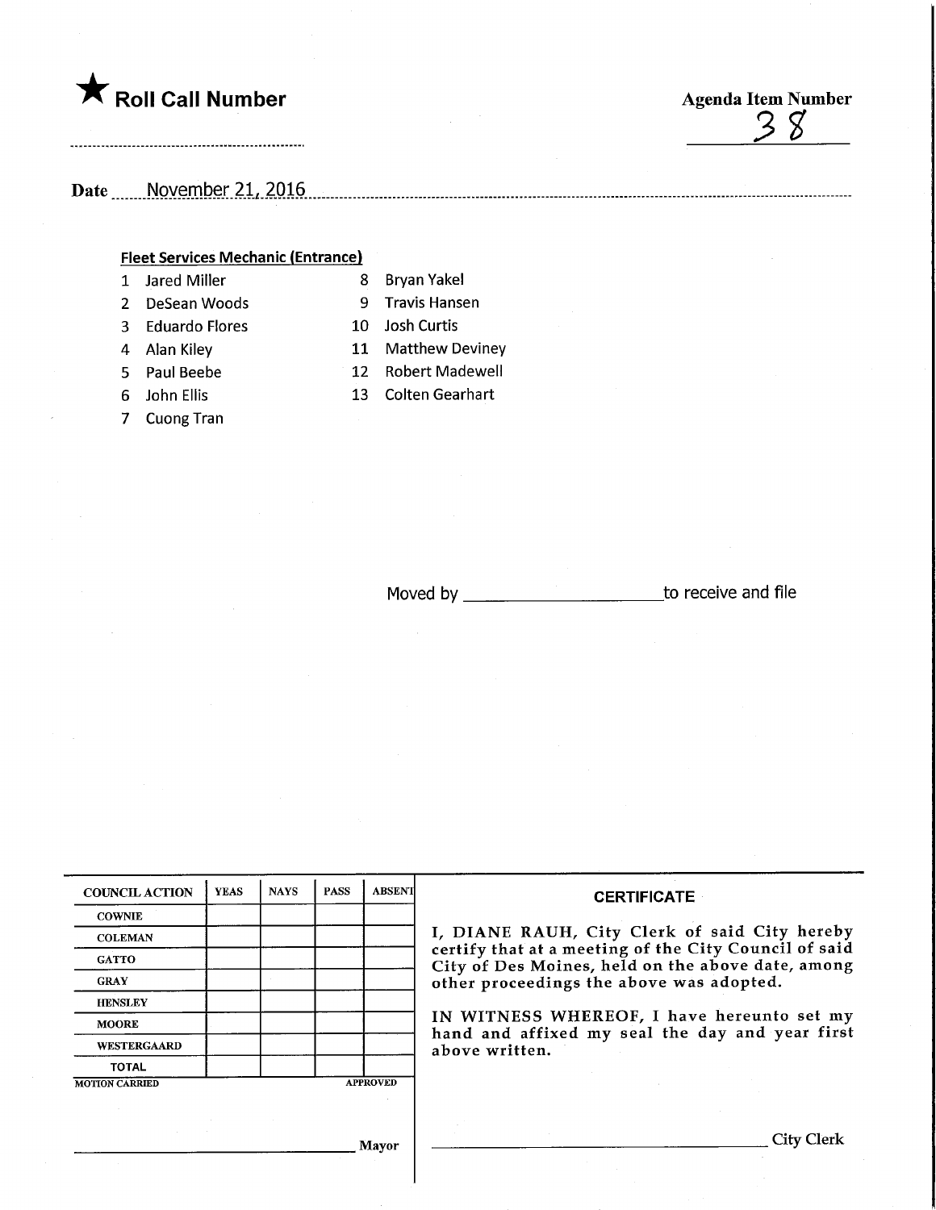★ **Roll Call Number**

**Agenda Item Number**
38

**Date** November 21, 2016

**Fleet Services Mechanic (Entrance)**

1. Jared Miller
2. DeSean Woods
3. Eduardo Flores
4. Alan Kiley
5. Paul Beebe
6. John Ellis
7. Cuong Tran
8. Bryan Yakel
9. Travis Hansen
10. Josh Curtis
11. Matthew Deviney
12. Robert Madewell
13. Colten Gearhart

Moved by \_\_\_\_\_\_\_\_\_\_\_\_\_\_\_\_\_\_\_\_ to receive and file

| COUNCIL ACTION | YEAS | NAYS | PASS | ABSENT |
|---|---|---|---|---|
| COWNIE | | | | |
| COLEMAN | | | | |
| GATTO | | | | |
| GRAY | | | | |
| HENSLEY | | | | |
| MOORE | | | | |
| WESTERGAARD | | | | |
| TOTAL | | | | |

MOTION CARRIED APPROVED

\_\_\_\_\_\_\_\_\_\_\_\_\_\_\_\_\_\_\_\_ Mayor

**CERTIFICATE**

I, DIANE RAUH, City Clerk of said City hereby certify that at a meeting of the City Council of said City of Des Moines, held on the above date, among other proceedings the above was adopted.

IN WITNESS WHEREOF, I have hereunto set my hand and affixed my seal the day and year first above written.

\_\_\_\_\_\_\_\_\_\_\_\_\_\_\_\_\_\_\_\_ City Clerk